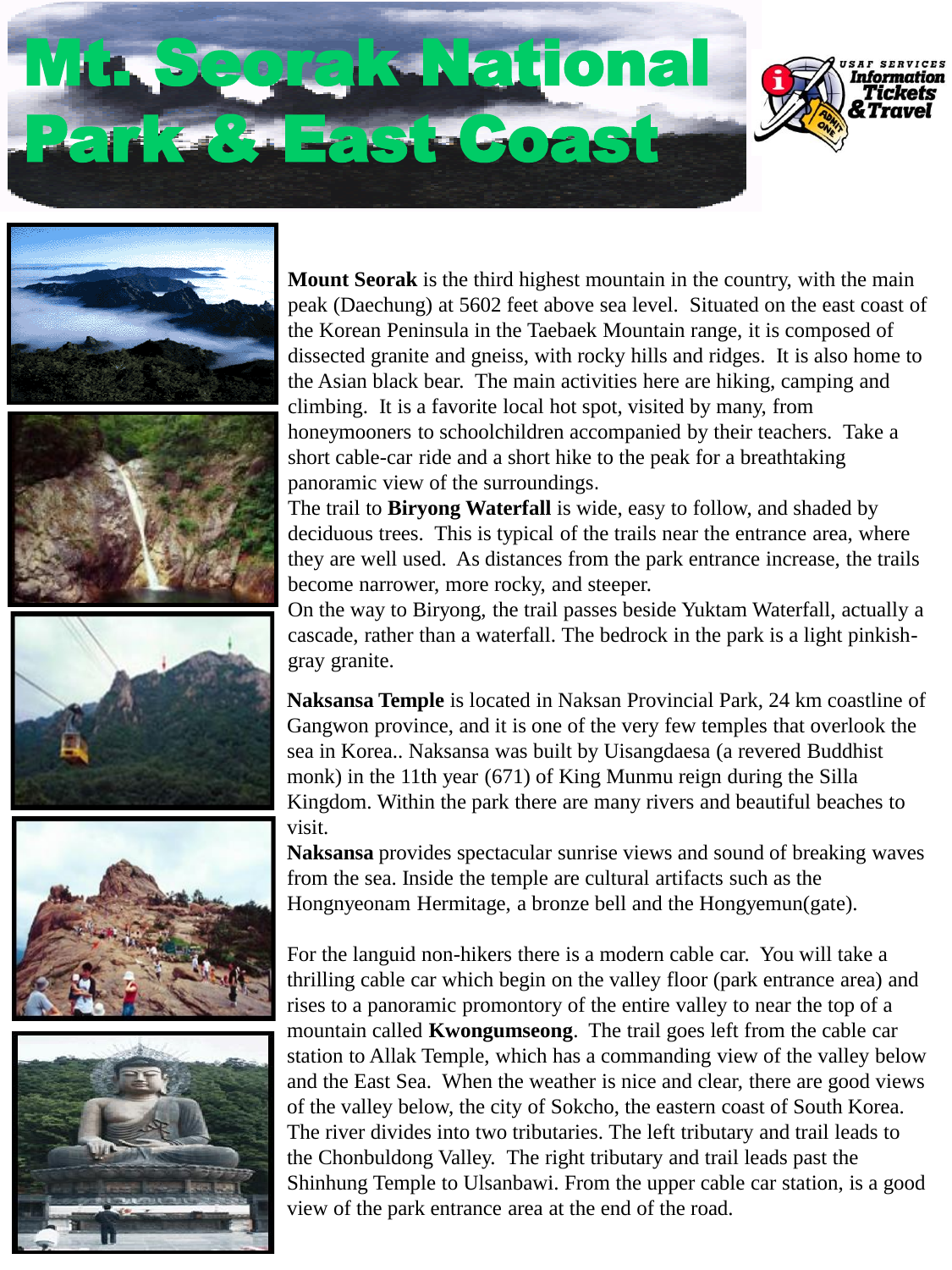# Mt. Seorak National Park & East Coast

USAF SERVICES Information Tickets & Travel

**Mount Seorak** is the third highest mountain in the country, with the main peak (Daechung) at 5602 feet above sea level. Situated on the east coast of the Korean Peninsula in the Taebaek Mountain range, it is composed of dissected granite and gneiss, with rocky hills and ridges. It is also home to the Asian black bear. The main activities here are hiking, camping and climbing. It is a favorite local hot spot, visited by many, from honeymooners to schoolchildren accompanied by their teachers. Take a short cable-car ride and a short hike to the peak for a breathtaking panoramic view of the surroundings.

The trail to **Biryong Waterfall** is wide, easy to follow, and shaded by deciduous trees. This is typical of the trails near the entrance area, where they are well used. As distances from the park entrance increase, the trails become narrower, more rocky, and steeper.

On the way to Biryong, the trail passes beside Yuktam Waterfall, actually a cascade, rather than a waterfall. The bedrock in the park is a light pinkish-gray granite.

**Naksansa Temple** is located in Naksan Provincial Park, 24 km coastline of Gangwon province, and it is one of the very few temples that overlook the sea in Korea.. Naksansa was built by Uisangdaesa (a revered Buddhist monk) in the 11th year (671) of King Munmu reign during the Silla Kingdom. Within the park there are many rivers and beautiful beaches to visit.

**Naksansa** provides spectacular sunrise views and sound of breaking waves from the sea. Inside the temple are cultural artifacts such as the Hongnyeonam Hermitage, a bronze bell and the Hongyemun(gate).

For the languid non-hikers there is a modern cable car. You will take a thrilling cable car which begin on the valley floor (park entrance area) and rises to a panoramic promontory of the entire valley to near the top of a mountain called **Kwongumseong**. The trail goes left from the cable car station to Allak Temple, which has a commanding view of the valley below and the East Sea. When the weather is nice and clear, there are good views of the valley below, the city of Sokcho, the eastern coast of South Korea. The river divides into two tributaries. The left tributary and trail leads to the Chonbuldong Valley. The right tributary and trail leads past the Shinhung Temple to Ulsanbawi. From the upper cable car station, is a good view of the park entrance area at the end of the road.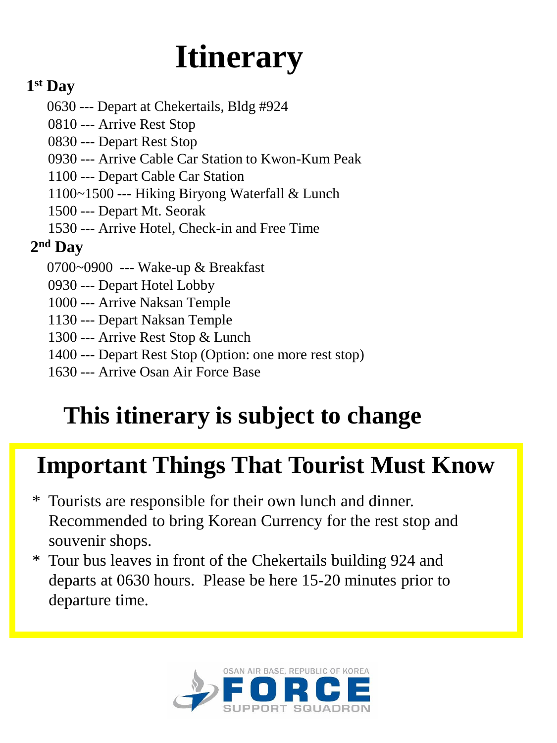# Itinerary

## 1st Day

0630 --- Depart at Chekertails, Bldg #924
0810 --- Arrive Rest Stop
0830 --- Depart Rest Stop
0930 --- Arrive Cable Car Station to Kwon-Kum Peak
1100 --- Depart Cable Car Station
1100~1500 --- Hiking Biryong Waterfall & Lunch
1500 --- Depart Mt. Seorak
1530 --- Arrive Hotel, Check-in and Free Time

## 2nd Day

0700~0900 --- Wake-up & Breakfast
0930 --- Depart Hotel Lobby
1000 --- Arrive Naksan Temple
1130 --- Depart Naksan Temple
1300 --- Arrive Rest Stop & Lunch
1400 --- Depart Rest Stop (Option: one more rest stop)
1630 --- Arrive Osan Air Force Base

## This itinerary is subject to change

## Important Things That Tourist Must Know

* Tourists are responsible for their own lunch and dinner. Recommended to bring Korean Currency for the rest stop and souvenir shops.
* Tour bus leaves in front of the Chekertails building 924 and departs at 0630 hours. Please be here 15-20 minutes prior to departure time.

OSAN AIR BASE, REPUBLIC OF KOREA
FORCE
SUPPORT SQUADRON